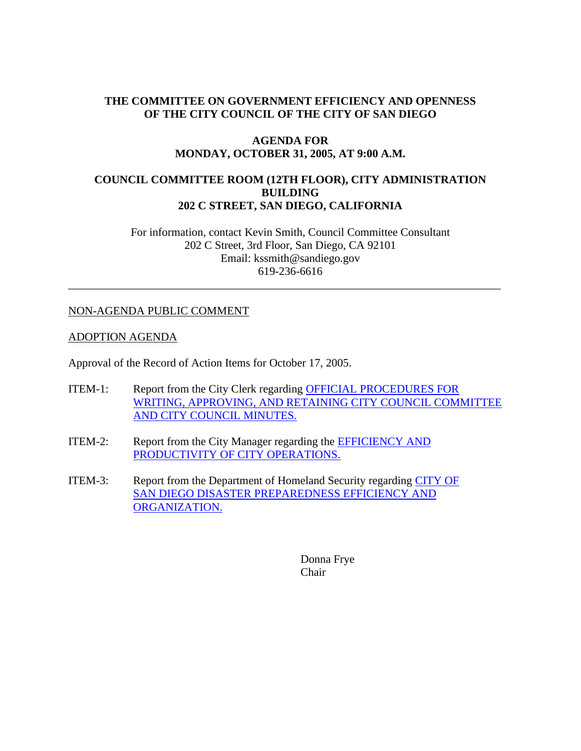**THE COMMITTEE ON GOVERNMENT EFFICIENCY AND OPENNESS OF THE CITY COUNCIL OF THE CITY OF SAN DIEGO**

**AGENDA FOR MONDAY, OCTOBER 31, 2005, AT 9:00 A.M.**

**COUNCIL COMMITTEE ROOM (12TH FLOOR), CITY ADMINISTRATION BUILDING 202 C STREET, SAN DIEGO, CALIFORNIA**

For information, contact Kevin Smith, Council Committee Consultant
202 C Street, 3rd Floor, San Diego, CA 92101
Email: kssmith@sandiego.gov
619-236-6616

---

NON-AGENDA PUBLIC COMMENT

ADOPTION AGENDA

Approval of the Record of Action Items for October 17, 2005.

ITEM-1: Report from the City Clerk regarding OFFICIAL PROCEDURES FOR WRITING, APPROVING, AND RETAINING CITY COUNCIL COMMITTEE AND CITY COUNCIL MINUTES.

ITEM-2: Report from the City Manager regarding the EFFICIENCY AND PRODUCTIVITY OF CITY OPERATIONS.

ITEM-3: Report from the Department of Homeland Security regarding CITY OF SAN DIEGO DISASTER PREPAREDNESS EFFICIENCY AND ORGANIZATION.

Donna Frye
Chair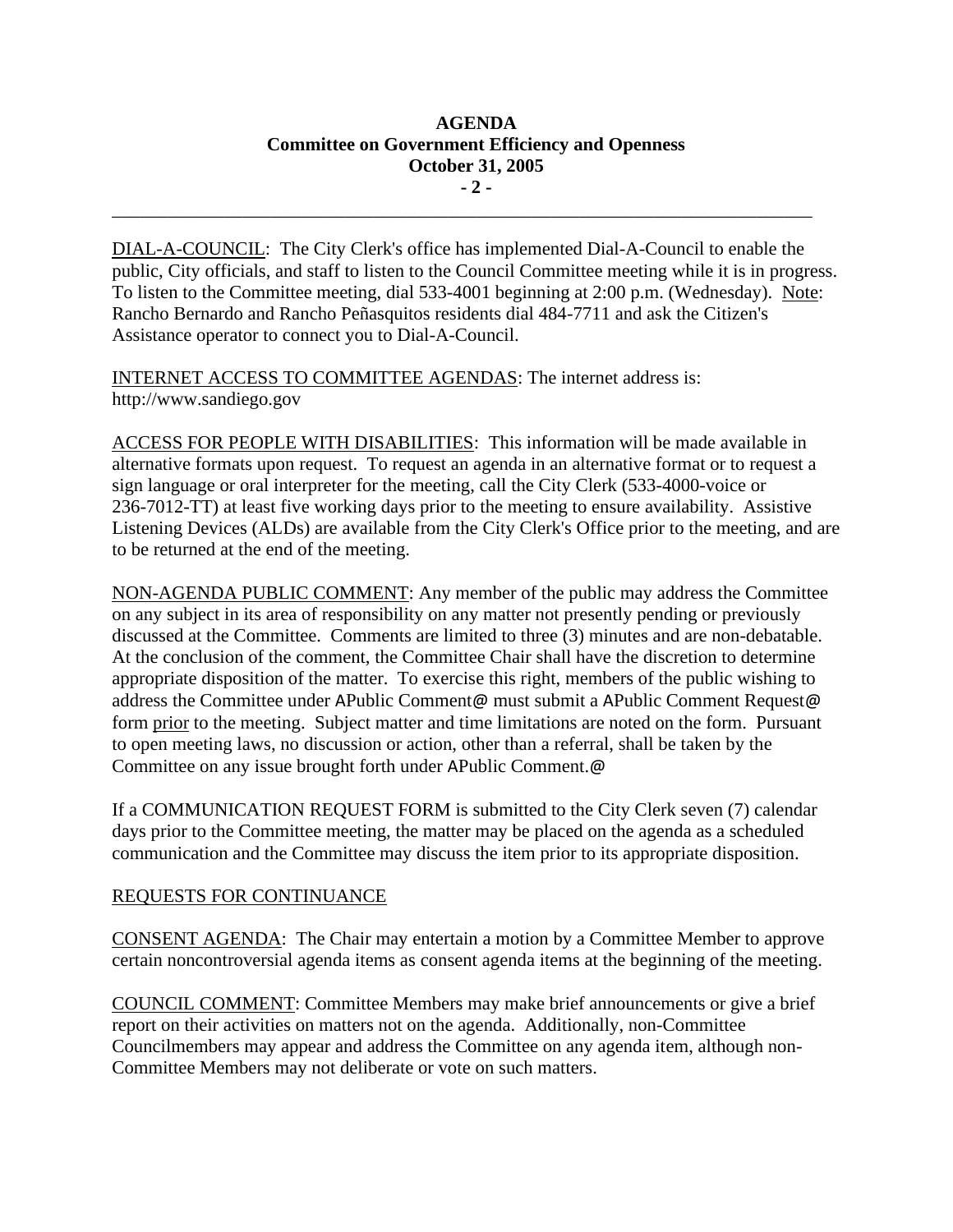DIAL-A-COUNCIL: The City Clerk's office has implemented Dial-A-Council to enable the public, City officials, and staff to listen to the Council Committee meeting while it is in progress. To listen to the Committee meeting, dial 533-4001 beginning at 2:00 p.m. (Wednesday). Note: Rancho Bernardo and Rancho Peñasquitos residents dial 484-7711 and ask the Citizen's Assistance operator to connect you to Dial-A-Council.

INTERNET ACCESS TO COMMITTEE AGENDAS: The internet address is: http://www.sandiego.gov

ACCESS FOR PEOPLE WITH DISABILITIES: This information will be made available in alternative formats upon request. To request an agenda in an alternative format or to request a sign language or oral interpreter for the meeting, call the City Clerk (533-4000-voice or 236-7012-TT) at least five working days prior to the meeting to ensure availability. Assistive Listening Devices (ALDs) are available from the City Clerk's Office prior to the meeting, and are to be returned at the end of the meeting.

NON-AGENDA PUBLIC COMMENT: Any member of the public may address the Committee on any subject in its area of responsibility on any matter not presently pending or previously discussed at the Committee. Comments are limited to three (3) minutes and are non-debatable. At the conclusion of the comment, the Committee Chair shall have the discretion to determine appropriate disposition of the matter. To exercise this right, members of the public wishing to address the Committee under APublic Comment@ must submit a APublic Comment Request@ form prior to the meeting. Subject matter and time limitations are noted on the form. Pursuant to open meeting laws, no discussion or action, other than a referral, shall be taken by the Committee on any issue brought forth under APublic Comment.@

If a COMMUNICATION REQUEST FORM is submitted to the City Clerk seven (7) calendar days prior to the Committee meeting, the matter may be placed on the agenda as a scheduled communication and the Committee may discuss the item prior to its appropriate disposition.

REQUESTS FOR CONTINUANCE

CONSENT AGENDA: The Chair may entertain a motion by a Committee Member to approve certain noncontroversial agenda items as consent agenda items at the beginning of the meeting.

COUNCIL COMMENT: Committee Members may make brief announcements or give a brief report on their activities on matters not on the agenda. Additionally, non-Committee Councilmembers may appear and address the Committee on any agenda item, although non-Committee Members may not deliberate or vote on such matters.